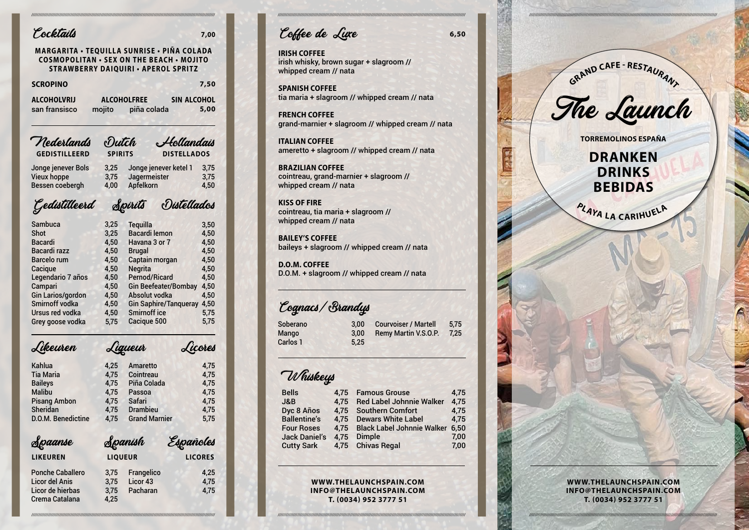## Cocktails 7,00

**MARGARITA • TEQUILLA SUNRISE • PIÑA COLADA**
**COSMOPOLITAN • SEX ON THE BEACH • MOJITO**
**STRAWBERRY DAIQUIRI • APEROL SPRITZ**

**SCROPINO** 7,50

| ALCOHOLVRIJ | ALCOHOLFREE | SIN ALCOHOL |
|---|---|---|
| san fransisco | mojito · piña colada | 5,00 |

## Nederlands / Dutch / Hollandais

**GEDISTILLEERD · SPIRITS · DISTELLADOS**

| | | | |
|---|---|---|---|
| Jonge jenever Bols | 3,25 | Jonge jenever ketel 1 | 3,75 |
| Vieux hoppe | 3,75 | Jagermeister | 3,75 |
| Bessen coebergh | 4,00 | Apfelkorn | 4,50 |

## Gedistilleerd / Spirits / Distellados

| | | | |
|---|---|---|---|
| Sambuca | 3,25 | Tequilla | 3,50 |
| Shot | 3,25 | Bacardi lemon | 4,50 |
| Bacardi | 4,50 | Havana 3 or 7 | 4,50 |
| Bacardi razz | 4,50 | Brugal | 4,50 |
| Barcelo rum | 4,50 | Captain morgan | 4,50 |
| Cacique | 4,50 | Negrita | 4,50 |
| Legendario 7 años | 4,50 | Pernod/Ricard | 4,50 |
| Campari | 4,50 | Gin Beefeater/Bombay | 4,50 |
| Gin Larios/gordon | 4,50 | Absolut vodka | 4,50 |
| Smirnoff vodka | 4,50 | Gin Saphire/Tanqueray | 4,50 |
| Ursus red vodka | 4,50 | Smirnoff ice | 5,75 |
| Grey goose vodka | 5,75 | Cacique 500 | 5,75 |

## Likeuren / Liqueur / Licores

| | | | |
|---|---|---|---|
| Kahlua | 4,25 | Amaretto | 4,75 |
| Tia Maria | 4,75 | Cointreau | 4,75 |
| Baileys | 4,75 | Piña Colada | 4,75 |
| Malibu | 4,75 | Passoa | 4,75 |
| Pisang Ambon | 4,75 | Safari | 4,75 |
| Sheridan | 4,75 | Drambieu | 4,75 |
| D.O.M. Benedictine | 4,75 | Grand Marnier | 5,75 |

## Spaanse / Spanish / Españoles

**LIKEUREN · LIQUEUR · LICORES**

| | | | |
|---|---|---|---|
| Ponche Caballero | 3,75 | Frangelico | 4,25 |
| Licor del Anis | 3,75 | Licor 43 | 4,75 |
| Licor de hierbas | 3,75 | Pacharan | 4,75 |
| Crema Catalana | 4,25 | | |

## Coffee de Luxe 6,50

**IRISH COFFEE**
irish whisky, brown sugar + slagroom // whipped cream // nata

**SPANISH COFFEE**
tia maria + slagroom // whipped cream // nata

**FRENCH COFFEE**
grand-marnier + slagroom // whipped cream // nata

**ITALIAN COFFEE**
ameretto + slagroom // whipped cream // nata

**BRAZILIAN COFFEE**
cointreau, grand-marnier + slagroom // whipped cream // nata

**KISS OF FIRE**
cointreau, tia maria + slagroom // whipped cream // nata

**BAILEY'S COFFEE**
baileys + slagroom // whipped cream // nata

**D.O.M. COFFEE**
D.O.M. + slagroom // whipped cream // nata

## Cognacs / Brandys

| | | | |
|---|---|---|---|
| Soberano | 3,00 | Courvoiser / Martell | 5,75 |
| Mango | 3,00 | Remy Martin V.S.O.P. | 7,25 |
| Carlos 1 | 5,25 | | |

## Whiskeys

| | | | |
|---|---|---|---|
| Bells | 4,75 | Famous Grouse | 4,75 |
| J&B | 4,75 | Red Label Johnnie Walker | 4,75 |
| Dyc 8 Años | 4,75 | Southern Comfort | 4,75 |
| Ballentine's | 4,75 | Dewars White Label | 4,75 |
| Four Roses | 4,75 | Black Label Johnnie Walker | 6,50 |
| Jack Daniel's | 4,75 | Dimple | 7,00 |
| Cutty Sark | 4,75 | Chivas Regal | 7,00 |

**WWW.THELAUNCHSPAIN.COM**
**INFO@THELAUNCHSPAIN.COM**
**T. (0034) 952 3777 51**

GRAND CAFE - RESTAURANT

# The Launch

TORREMOLINOS ESPAÑA

**DRANKEN**
**DRINKS**
**BEBIDAS**

PLAYA LA CARIHUELA

**WWW.THELAUNCHSPAIN.COM**
**INFO@THELAUNCHSPAIN.COM**
**T. (0034) 952 3777 51**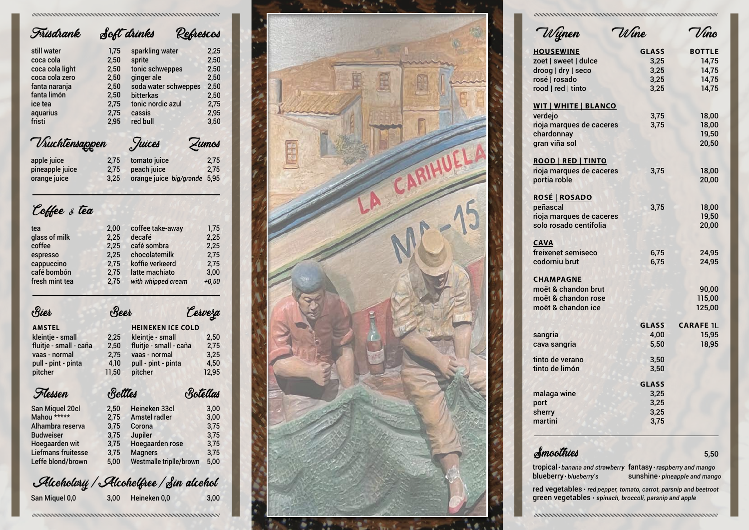## Frisdrank · Soft drinks · Refrescos

| | | | |
|---|---|---|---|
| still water | 1,75 | sparkling water | 2,25 |
| coca cola | 2,50 | sprite | 2,50 |
| coca cola light | 2,50 | tonic schweppes | 2,50 |
| coca cola zero | 2,50 | ginger ale | 2,50 |
| fanta naranja | 2,50 | soda water schweppes | 2,50 |
| fanta limón | 2,50 | bitterkas | 2,50 |
| ice tea | 2,75 | tonic nordic azul | 2,75 |
| aquarius | 2,75 | cassis | 2,95 |
| fristi | 2,95 | red bull | 3,50 |

## Vruchtensappen · Juices · Zumos

| | | | |
|---|---|---|---|
| apple juice | 2,75 | tomato juice | 2,75 |
| pineapple juice | 2,75 | peach juice | 2,75 |
| orange juice | 3,25 | orange juice *big/grande* | 5,95 |

## Coffee & tea

| | | | |
|---|---|---|---|
| tea | 2,00 | coffee take-away | 1,75 |
| glass of milk | 2,25 | decafé | 2,25 |
| coffee | 2,25 | café sombra | 2,25 |
| espresso | 2,25 | chocolatemilk | 2,75 |
| cappuccino | 2,75 | koffie verkeerd | 2,75 |
| café bombón | 2,75 | latte machiato | 3,00 |
| fresh mint tea | 2,75 | *with whipped cream* | *+0,50* |

## Bier · Beer · Cerveza

| AMSTEL | | HEINEKEN ICE COLD | |
|---|---|---|---|
| kleintje - small | 2,25 | kleintje - small | 2,50 |
| fluitje - small - caña | 2,50 | fluitje - small - caña | 2,75 |
| vaas - normal | 2,75 | vaas - normal | 3,25 |
| pull - pint - pinta | 4,10 | pull - pint - pinta | 4,50 |
| pitcher | 11,50 | pitcher | 12,95 |

## Flessen · Bottles · Botellas

| | | | |
|---|---|---|---|
| San Miquel 20cl | 2,50 | Heineken 33cl | 3,00 |
| Mahou ***** | 2,75 | Amstel radler | 3,00 |
| Alhambra reserva | 3,75 | Corona | 3,75 |
| Budweiser | 3,75 | Jupiler | 3,75 |
| Hoegaarden wit | 3,75 | Hoegaarden rose | 3,75 |
| Liefmans fruitesse | 3,75 | Magners | 3,75 |
| Leffe blond/brown | 5,00 | Westmalle triplle/brown | 5,00 |

## Alcoholvrij / Alcoholfree / Sin alcohol

| | | | |
|---|---|---|---|
| San Miquel 0,0 | 3,00 | Heineken 0,0 | 3,00 |

## Wijnen · Wine · Vino

| HOUSEWINE | GLASS | BOTTLE |
|---|---|---|
| zoet \| sweet \| dulce | 3,25 | 14,75 |
| droog \| dry \| seco | 3,25 | 14,75 |
| rosé \| rosado | 3,25 | 14,75 |
| rood \| red \| tinto | 3,25 | 14,75 |
| **WIT \| WHITE \| BLANCO** | | |
| verdejo | 3,75 | 18,00 |
| rioja marques de caceres | 3,75 | 18,00 |
| chardonnay | | 19,50 |
| gran viña sol | | 20,50 |
| **ROOD \| RED \| TINTO** | | |
| rioja marques de caceres | 3,75 | 18,00 |
| portia roble | | 20,00 |
| **ROSÉ \| ROSADO** | | |
| peñascal | 3,75 | 18,00 |
| rioja marques de caceres | | 19,50 |
| solo rosado centifolia | | 20,00 |
| **CAVA** | | |
| freixenet semiseco | 6,75 | 24,95 |
| codorniu brut | 6,75 | 24,95 |
| **CHAMPAGNE** | | |
| moët & chandon brut | | 90,00 |
| moët & chandon rose | | 115,00 |
| moët & chandon ice | | 125,00 |

| | GLASS | CARAFE 1L |
|---|---|---|
| sangria | 4,00 | 15,95 |
| cava sangria | 5,50 | 18,95 |
| tinto de verano | 3,50 | |
| tinto de limón | 3,50 | |

| | GLASS |
|---|---|
| malaga wine | 3,25 |
| port | 3,25 |
| sherry | 3,25 |
| martini | 3,75 |

## Smoothies — 5,50

tropical · *banana and strawberry*
fantasy · *raspberry and mango*
blueberry · *blueberry's*
sunshine · *pineapple and mango*

red vegetables · *red pepper, tomato, carrot, parsnip and beetroot*
green vegetables · *spinach, broccoli, parsnip and apple*